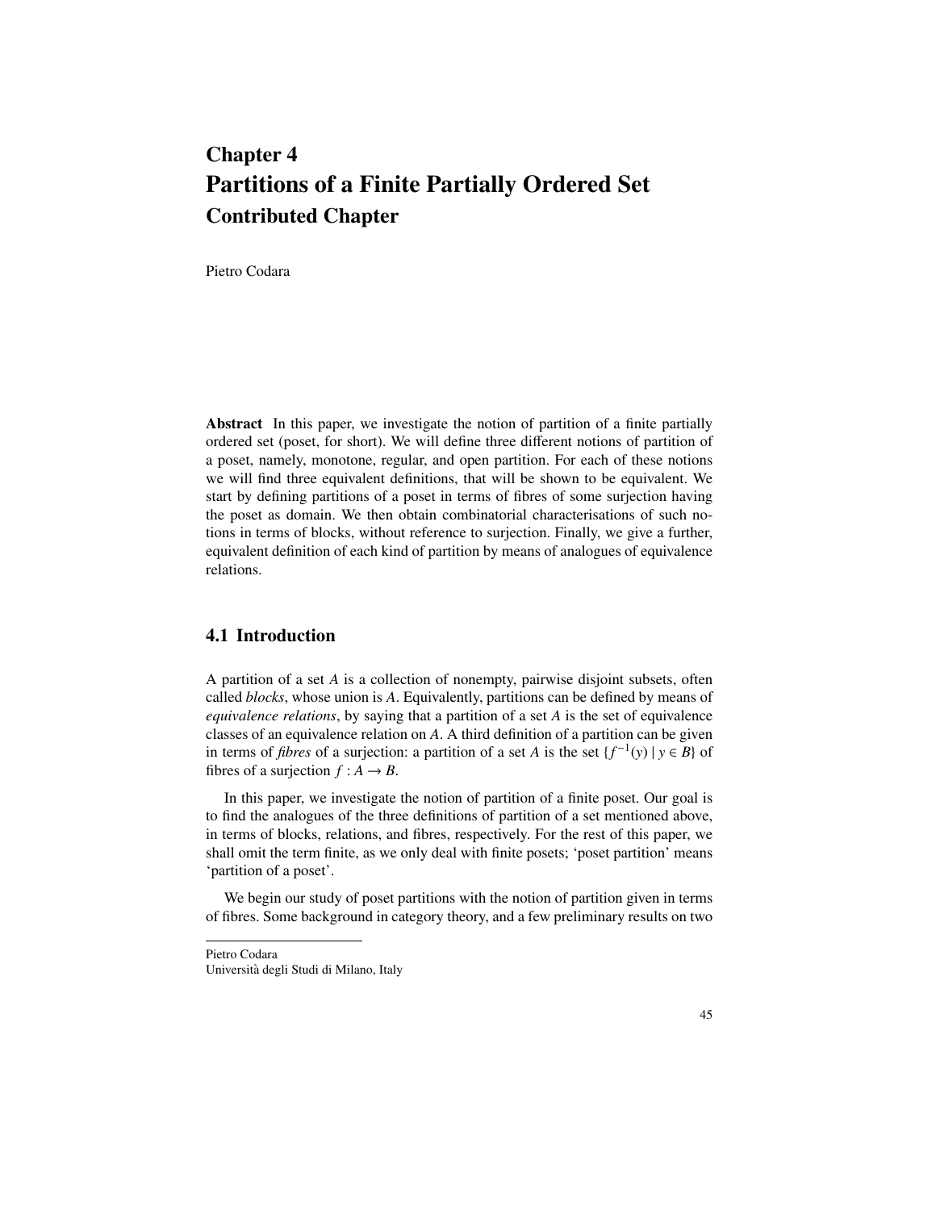# Chapter 4
# Partitions of a Finite Partially Ordered Set
## Contributed Chapter

Pietro Codara

**Abstract** In this paper, we investigate the notion of partition of a finite partially ordered set (poset, for short). We will define three different notions of partition of a poset, namely, monotone, regular, and open partition. For each of these notions we will find three equivalent definitions, that will be shown to be equivalent. We start by defining partitions of a poset in terms of fibres of some surjection having the poset as domain. We then obtain combinatorial characterisations of such notions in terms of blocks, without reference to surjection. Finally, we give a further, equivalent definition of each kind of partition by means of analogues of equivalence relations.

## 4.1 Introduction

A partition of a set $A$ is a collection of nonempty, pairwise disjoint subsets, often called *blocks*, whose union is $A$. Equivalently, partitions can be defined by means of *equivalence relations*, by saying that a partition of a set $A$ is the set of equivalence classes of an equivalence relation on $A$. A third definition of a partition can be given in terms of *fibres* of a surjection: a partition of a set $A$ is the set $\{f^{-1}(y) \mid y \in B\}$ of fibres of a surjection $f : A \to B$.

In this paper, we investigate the notion of partition of a finite poset. Our goal is to find the analogues of the three definitions of partition of a set mentioned above, in terms of blocks, relations, and fibres, respectively. For the rest of this paper, we shall omit the term finite, as we only deal with finite posets; 'poset partition' means 'partition of a poset'.

We begin our study of poset partitions with the notion of partition given in terms of fibres. Some background in category theory, and a few preliminary results on two

Pietro Codara
Università degli Studi di Milano, Italy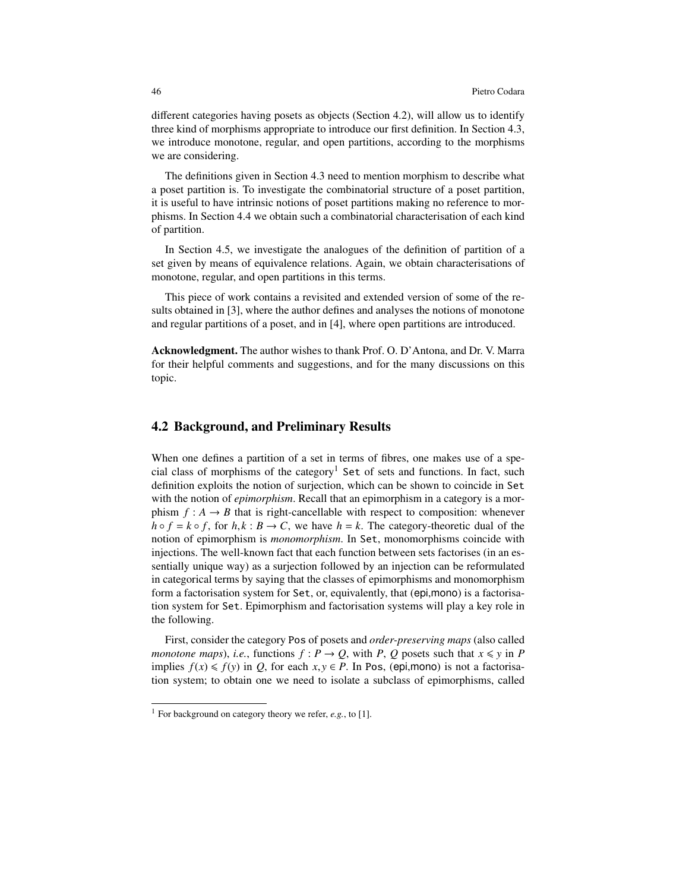different categories having posets as objects (Section 4.2), will allow us to identify three kind of morphisms appropriate to introduce our first definition. In Section 4.3, we introduce monotone, regular, and open partitions, according to the morphisms we are considering.

The definitions given in Section 4.3 need to mention morphism to describe what a poset partition is. To investigate the combinatorial structure of a poset partition, it is useful to have intrinsic notions of poset partitions making no reference to morphisms. In Section 4.4 we obtain such a combinatorial characterisation of each kind of partition.

In Section 4.5, we investigate the analogues of the definition of partition of a set given by means of equivalence relations. Again, we obtain characterisations of monotone, regular, and open partitions in this terms.

This piece of work contains a revisited and extended version of some of the results obtained in [3], where the author defines and analyses the notions of monotone and regular partitions of a poset, and in [4], where open partitions are introduced.

**Acknowledgment.** The author wishes to thank Prof. O. D'Antona, and Dr. V. Marra for their helpful comments and suggestions, and for the many discussions on this topic.

## 4.2 Background, and Preliminary Results

When one defines a partition of a set in terms of fibres, one makes use of a special class of morphisms of the category[1] Set of sets and functions. In fact, such definition exploits the notion of surjection, which can be shown to coincide in Set with the notion of *epimorphism*. Recall that an epimorphism in a category is a morphism $f : A \to B$ that is right-cancellable with respect to composition: whenever $h \circ f = k \circ f$, for $h, k : B \to C$, we have $h = k$. The category-theoretic dual of the notion of epimorphism is *monomorphism*. In Set, monomorphisms coincide with injections. The well-known fact that each function between sets factorises (in an essentially unique way) as a surjection followed by an injection can be reformulated in categorical terms by saying that the classes of epimorphisms and monomorphism form a factorisation system for Set, or, equivalently, that (epi,mono) is a factorisation system for Set. Epimorphism and factorisation systems will play a key role in the following.

First, consider the category Pos of posets and *order-preserving maps* (also called *monotone maps*), *i.e.*, functions $f : P \to Q$, with $P$, $Q$ posets such that $x \leqslant y$ in $P$ implies $f(x) \leqslant f(y)$ in $Q$, for each $x, y \in P$. In Pos, (epi,mono) is not a factorisation system; to obtain one we need to isolate a subclass of epimorphisms, called

[1] For background on category theory we refer, *e.g.*, to [1].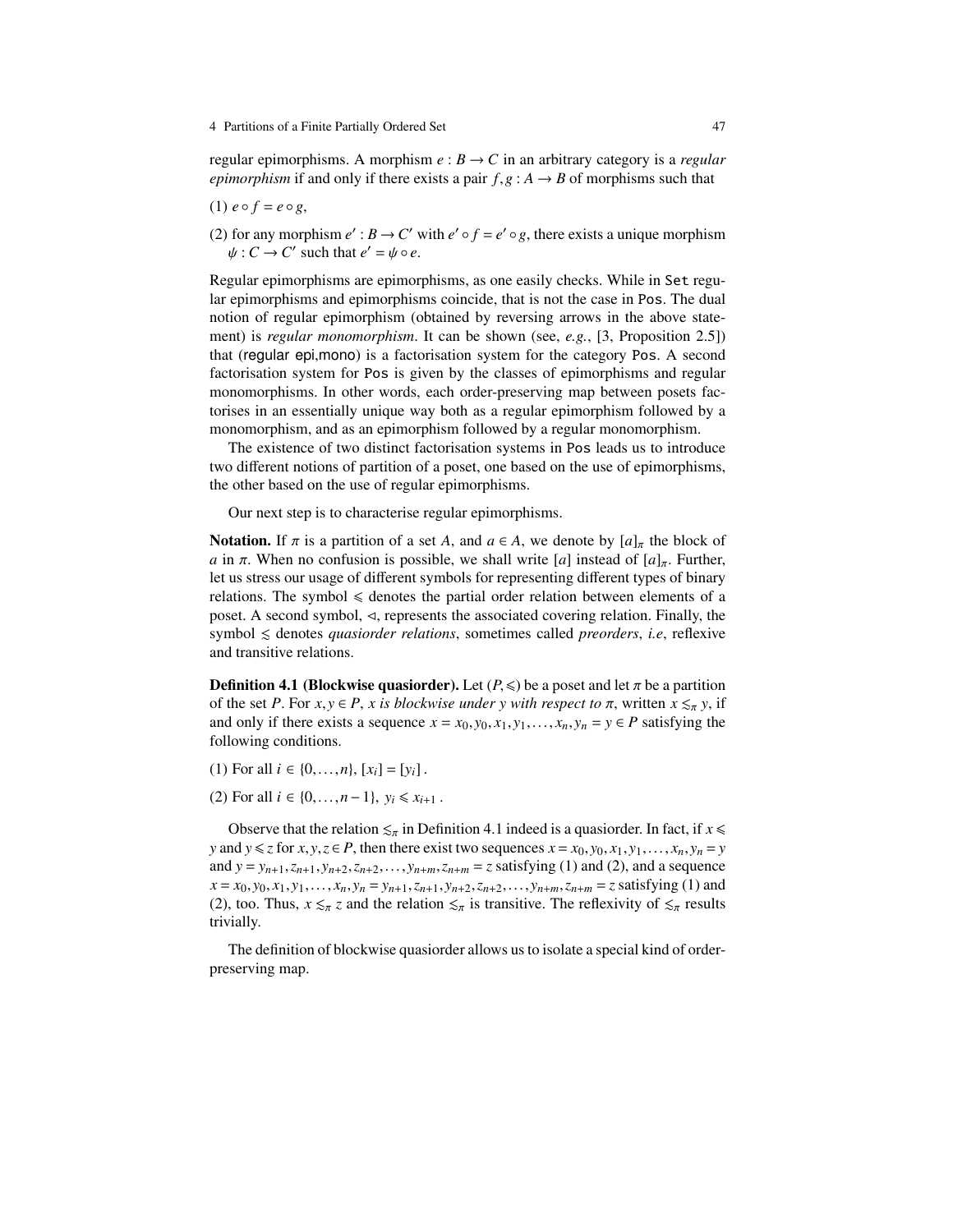regular epimorphisms. A morphism $e : B \to C$ in an arbitrary category is a *regular epimorphism* if and only if there exists a pair $f, g : A \to B$ of morphisms such that

(1) $e \circ f = e \circ g$,

(2) for any morphism $e' : B \to C'$ with $e' \circ f = e' \circ g$, there exists a unique morphism $\psi : C \to C'$ such that $e' = \psi \circ e$.

Regular epimorphisms are epimorphisms, as one easily checks. While in `Set` regular epimorphisms and epimorphisms coincide, that is not the case in `Pos`. The dual notion of regular epimorphism (obtained by reversing arrows in the above statement) is *regular monomorphism*. It can be shown (see, *e.g.*, [3, Proposition 2.5]) that (regular epi,mono) is a factorisation system for the category `Pos`. A second factorisation system for `Pos` is given by the classes of epimorphisms and regular monomorphisms. In other words, each order-preserving map between posets factorises in an essentially unique way both as a regular epimorphism followed by a monomorphism, and as an epimorphism followed by a regular monomorphism.

The existence of two distinct factorisation systems in `Pos` leads us to introduce two different notions of partition of a poset, one based on the use of epimorphisms, the other based on the use of regular epimorphisms.

Our next step is to characterise regular epimorphisms.

**Notation.** If $\pi$ is a partition of a set $A$, and $a \in A$, we denote by $[a]_\pi$ the block of $a$ in $\pi$. When no confusion is possible, we shall write $[a]$ instead of $[a]_\pi$. Further, let us stress our usage of different symbols for representing different types of binary relations. The symbol $\leqslant$ denotes the partial order relation between elements of a poset. A second symbol, $\lessdot$, represents the associated covering relation. Finally, the symbol $\lesssim$ denotes *quasiorder relations*, sometimes called *preorders*, *i.e*, reflexive and transitive relations.

**Definition 4.1 (Blockwise quasiorder).** Let $(P, \leqslant)$ be a poset and let $\pi$ be a partition of the set $P$. For $x, y \in P$, *$x$ is blockwise under $y$ with respect to $\pi$*, written $x \lesssim_\pi y$, if and only if there exists a sequence $x = x_0, y_0, x_1, y_1, \ldots, x_n, y_n = y \in P$ satisfying the following conditions.

(1) For all $i \in \{0, \ldots, n\}$, $[x_i] = [y_i]$ .

(2) For all $i \in \{0, \ldots, n-1\}$, $y_i \leqslant x_{i+1}$ .

Observe that the relation $\lesssim_\pi$ in Definition 4.1 indeed is a quasiorder. In fact, if $x \leqslant y$ and $y \leqslant z$ for $x, y, z \in P$, then there exist two sequences $x = x_0, y_0, x_1, y_1, \ldots, x_n, y_n = y$ and $y = y_{n+1}, z_{n+1}, y_{n+2}, z_{n+2}, \ldots, y_{n+m}, z_{n+m} = z$ satisfying (1) and (2), and a sequence $x = x_0, y_0, x_1, y_1, \ldots, x_n, y_n = y_{n+1}, z_{n+1}, y_{n+2}, z_{n+2}, \ldots, y_{n+m}, z_{n+m} = z$ satisfying (1) and (2), too. Thus, $x \lesssim_\pi z$ and the relation $\lesssim_\pi$ is transitive. The reflexivity of $\lesssim_\pi$ results trivially.

The definition of blockwise quasiorder allows us to isolate a special kind of order-preserving map.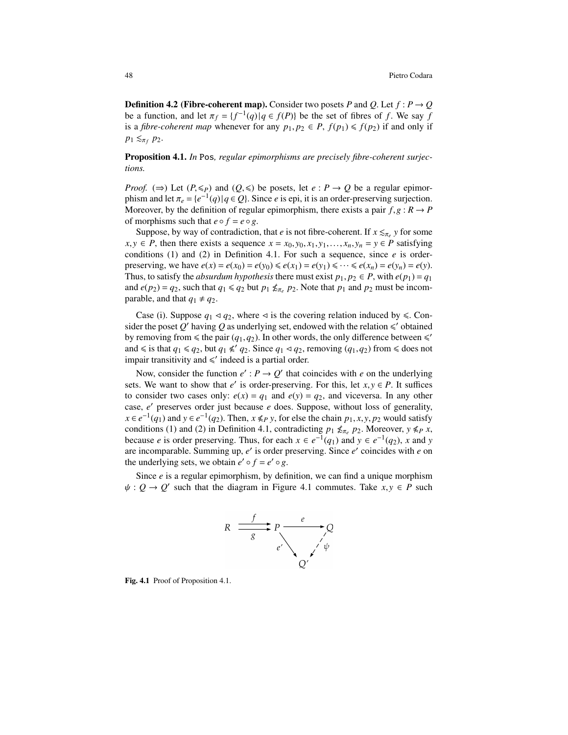**Definition 4.2 (Fibre-coherent map).** Consider two posets $P$ and $Q$. Let $f : P \to Q$ be a function, and let $\pi_f = \{f^{-1}(q) \mid q \in f(P)\}$ be the set of fibres of $f$. We say $f$ is a *fibre-coherent map* whenever for any $p_1, p_2 \in P$, $f(p_1) \leqslant f(p_2)$ if and only if $p_1 \lesssim_{\pi_f} p_2$.

**Proposition 4.1.** *In* Pos*, regular epimorphisms are precisely fibre-coherent surjections.*

*Proof.* ($\Rightarrow$) Let $(P, \leqslant_P)$ and $(Q, \leqslant)$ be posets, let $e : P \to Q$ be a regular epimorphism and let $\pi_e = \{e^{-1}(q) \mid q \in Q\}$. Since $e$ is epi, it is an order-preserving surjection. Moreover, by the definition of regular epimorphism, there exists a pair $f, g : R \to P$ of morphisms such that $e \circ f = e \circ g$.

Suppose, by way of contradiction, that $e$ is not fibre-coherent. If $x \lesssim_{\pi_e} y$ for some $x, y \in P$, then there exists a sequence $x = x_0, y_0, x_1, y_1, \ldots, x_n, y_n = y \in P$ satisfying conditions (1) and (2) in Definition 4.1. For such a sequence, since $e$ is order-preserving, we have $e(x) = e(x_0) = e(y_0) \leqslant e(x_1) = e(y_1) \leqslant \cdots \leqslant e(x_n) = e(y_n) = e(y)$. Thus, to satisfy the *absurdum hypothesis* there must exist $p_1, p_2 \in P$, with $e(p_1) = q_1$ and $e(p_2) = q_2$, such that $q_1 \leqslant q_2$ but $p_1 \not\lesssim_{\pi_e} p_2$. Note that $p_1$ and $p_2$ must be incomparable, and that $q_1 \neq q_2$.

Case (i). Suppose $q_1 \lhd q_2$, where $\lhd$ is the covering relation induced by $\leqslant$. Consider the poset $Q'$ having $Q$ as underlying set, endowed with the relation $\leqslant'$ obtained by removing from $\leqslant$ the pair $(q_1, q_2)$. In other words, the only difference between $\leqslant'$ and $\leqslant$ is that $q_1 \leqslant q_2$, but $q_1 \not\leqslant' q_2$. Since $q_1 \lhd q_2$, removing $(q_1, q_2)$ from $\leqslant$ does not impair transitivity and $\leqslant'$ indeed is a partial order.

Now, consider the function $e' : P \to Q'$ that coincides with $e$ on the underlying sets. We want to show that $e'$ is order-preserving. For this, let $x, y \in P$. It suffices to consider two cases only: $e(x) = q_1$ and $e(y) = q_2$, and viceversa. In any other case, $e'$ preserves order just because $e$ does. Suppose, without loss of generality, $x \in e^{-1}(q_1)$ and $y \in e^{-1}(q_2)$. Then, $x \not\leqslant_P y$, for else the chain $p_1, x, y, p_2$ would satisfy conditions (1) and (2) in Definition 4.1, contradicting $p_1 \not\lesssim_{\pi_e} p_2$. Moreover, $y \not\leqslant_P x$, because $e$ is order preserving. Thus, for each $x \in e^{-1}(q_1)$ and $y \in e^{-1}(q_2)$, $x$ and $y$ are incomparable. Summing up, $e'$ is order preserving. Since $e'$ coincides with $e$ on the underlying sets, we obtain $e' \circ f = e' \circ g$.

Since $e$ is a regular epimorphism, by definition, we can find a unique morphism $\psi : Q \to Q'$ such that the diagram in Figure 4.1 commutes. Take $x, y \in P$ such

R f g P e Q e' ψ Q'

**Fig. 4.1** Proof of Proposition 4.1.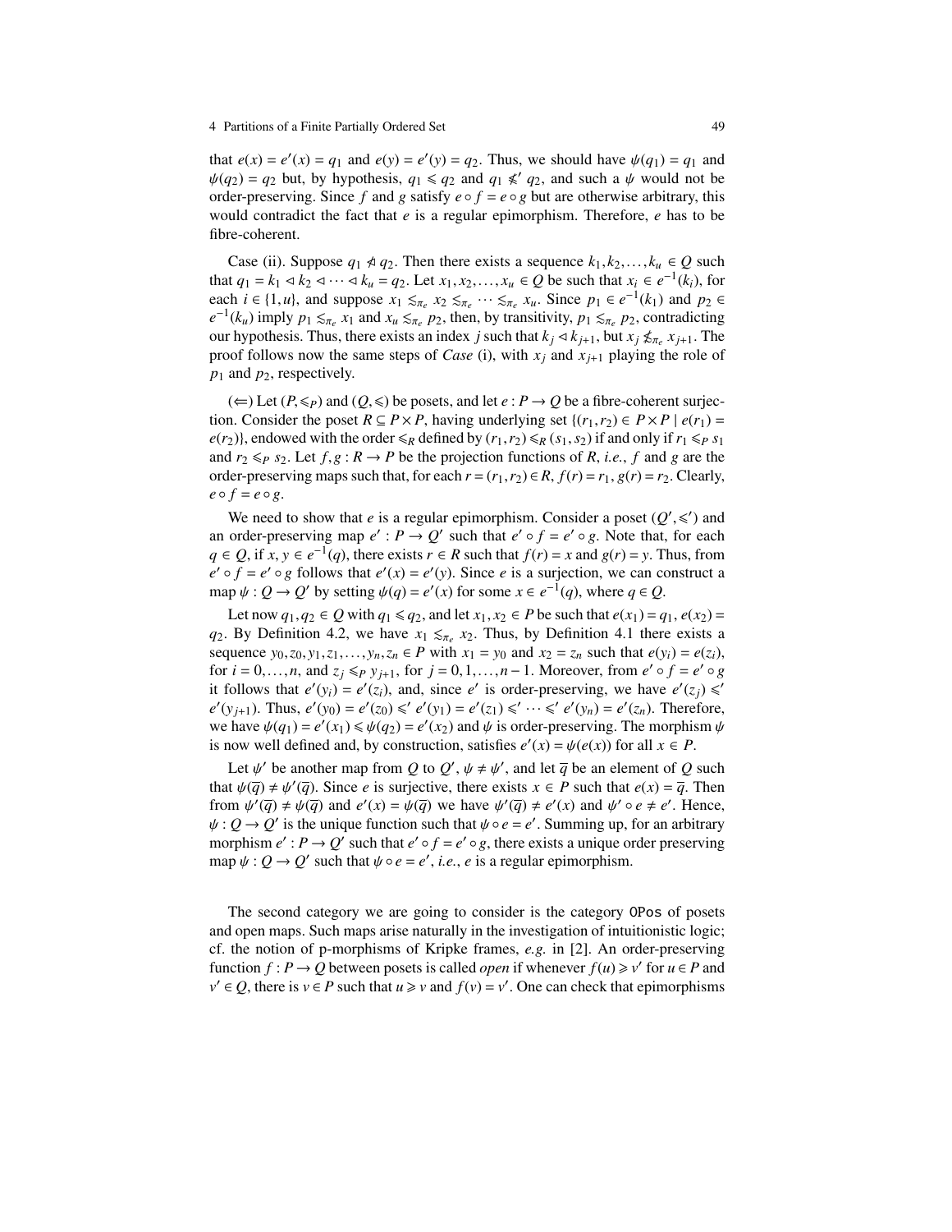that $e(x) = e'(x) = q_1$ and $e(y) = e'(y) = q_2$. Thus, we should have $\psi(q_1) = q_1$ and $\psi(q_2) = q_2$ but, by hypothesis, $q_1 \leqslant q_2$ and $q_1 \nleqslant' q_2$, and such a $\psi$ would not be order-preserving. Since $f$ and $g$ satisfy $e \circ f = e \circ g$ but are otherwise arbitrary, this would contradict the fact that $e$ is a regular epimorphism. Therefore, $e$ has to be fibre-coherent.

Case (ii). Suppose $q_1 \ntriangleleft q_2$. Then there exists a sequence $k_1, k_2, \ldots, k_u \in Q$ such that $q_1 = k_1 \triangleleft k_2 \triangleleft \cdots \triangleleft k_u = q_2$. Let $x_1, x_2, \ldots, x_u \in Q$ be such that $x_i \in e^{-1}(k_i)$, for each $i \in \{1, u\}$, and suppose $x_1 \lesssim_{\pi_e} x_2 \lesssim_{\pi_e} \cdots \lesssim_{\pi_e} x_u$. Since $p_1 \in e^{-1}(k_1)$ and $p_2 \in e^{-1}(k_u)$ imply $p_1 \lesssim_{\pi_e} x_1$ and $x_u \lesssim_{\pi_e} p_2$, then, by transitivity, $p_1 \lesssim_{\pi_e} p_2$, contradicting our hypothesis. Thus, there exists an index $j$ such that $k_j \triangleleft k_{j+1}$, but $x_j \not\lesssim_{\pi_e} x_{j+1}$. The proof follows now the same steps of *Case* (i), with $x_j$ and $x_{j+1}$ playing the role of $p_1$ and $p_2$, respectively.

($\Leftarrow$) Let $(P, \leqslant_P)$ and $(Q, \leqslant)$ be posets, and let $e : P \to Q$ be a fibre-coherent surjection. Consider the poset $R \subseteq P \times P$, having underlying set $\{(r_1, r_2) \in P \times P \mid e(r_1) = e(r_2)\}$, endowed with the order $\leqslant_R$ defined by $(r_1, r_2) \leqslant_R (s_1, s_2)$ if and only if $r_1 \leqslant_P s_1$ and $r_2 \leqslant_P s_2$. Let $f, g : R \to P$ be the projection functions of $R$, *i.e.*, $f$ and $g$ are the order-preserving maps such that, for each $r = (r_1, r_2) \in R$, $f(r) = r_1$, $g(r) = r_2$. Clearly, $e \circ f = e \circ g$.

We need to show that $e$ is a regular epimorphism. Consider a poset $(Q', \leqslant')$ and an order-preserving map $e' : P \to Q'$ such that $e' \circ f = e' \circ g$. Note that, for each $q \in Q$, if $x, y \in e^{-1}(q)$, there exists $r \in R$ such that $f(r) = x$ and $g(r) = y$. Thus, from $e' \circ f = e' \circ g$ follows that $e'(x) = e'(y)$. Since $e$ is a surjection, we can construct a map $\psi : Q \to Q'$ by setting $\psi(q) = e'(x)$ for some $x \in e^{-1}(q)$, where $q \in Q$.

Let now $q_1, q_2 \in Q$ with $q_1 \leqslant q_2$, and let $x_1, x_2 \in P$ be such that $e(x_1) = q_1$, $e(x_2) = q_2$. By Definition 4.2, we have $x_1 \lesssim_{\pi_e} x_2$. Thus, by Definition 4.1 there exists a sequence $y_0, z_0, y_1, z_1, \ldots, y_n, z_n \in P$ with $x_1 = y_0$ and $x_2 = z_n$ such that $e(y_i) = e(z_i)$, for $i = 0, \ldots, n$, and $z_j \leqslant_P y_{j+1}$, for $j = 0, 1, \ldots, n-1$. Moreover, from $e' \circ f = e' \circ g$ it follows that $e'(y_i) = e'(z_i)$, and, since $e'$ is order-preserving, we have $e'(z_j) \leqslant' e'(y_{j+1})$. Thus, $e'(y_0) = e'(z_0) \leqslant' e'(y_1) = e'(z_1) \leqslant' \cdots \leqslant' e'(y_n) = e'(z_n)$. Therefore, we have $\psi(q_1) = e'(x_1) \leqslant \psi(q_2) = e'(x_2)$ and $\psi$ is order-preserving. The morphism $\psi$ is now well defined and, by construction, satisfies $e'(x) = \psi(e(x))$ for all $x \in P$.

Let $\psi'$ be another map from $Q$ to $Q'$, $\psi \neq \psi'$, and let $\overline{q}$ be an element of $Q$ such that $\psi(\overline{q}) \neq \psi'(\overline{q})$. Since $e$ is surjective, there exists $x \in P$ such that $e(x) = \overline{q}$. Then from $\psi'(\overline{q}) \neq \psi(\overline{q})$ and $e'(x) = \psi(\overline{q})$ we have $\psi'(\overline{q}) \neq e'(x)$ and $\psi' \circ e \neq e'$. Hence, $\psi : Q \to Q'$ is the unique function such that $\psi \circ e = e'$. Summing up, for an arbitrary morphism $e' : P \to Q'$ such that $e' \circ f = e' \circ g$, there exists a unique order preserving map $\psi : Q \to Q'$ such that $\psi \circ e = e'$, *i.e.*, $e$ is a regular epimorphism.

The second category we are going to consider is the category `OPos` of posets and open maps. Such maps arise naturally in the investigation of intuitionistic logic; cf. the notion of p-morphisms of Kripke frames, *e.g.* in [2]. An order-preserving function $f : P \to Q$ between posets is called *open* if whenever $f(u) \geqslant v'$ for $u \in P$ and $v' \in Q$, there is $v \in P$ such that $u \geqslant v$ and $f(v) = v'$. One can check that epimorphisms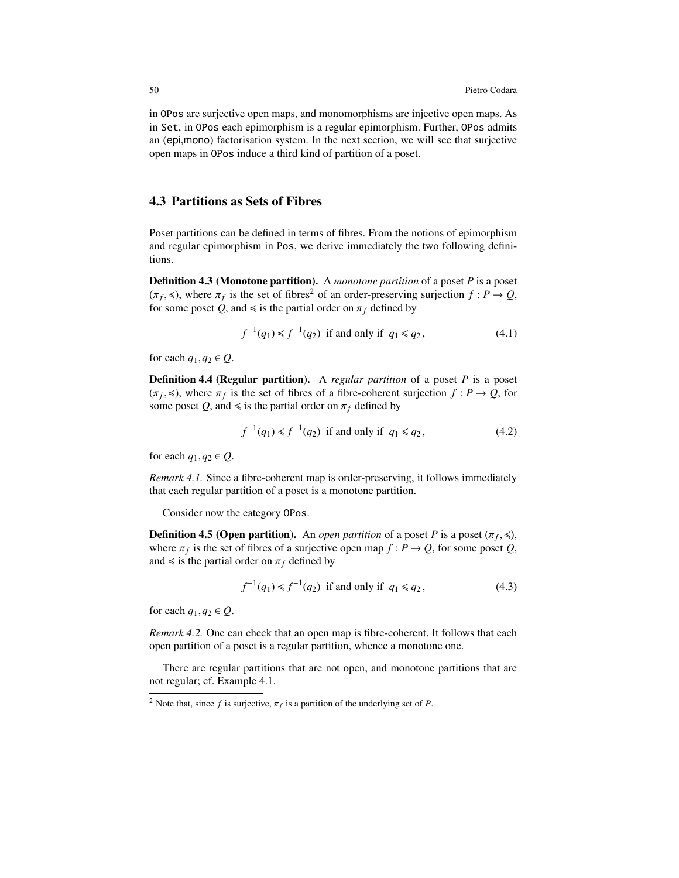in OPos are surjective open maps, and monomorphisms are injective open maps. As in Set, in OPos each epimorphism is a regular epimorphism. Further, OPos admits an (epi,mono) factorisation system. In the next section, we will see that surjective open maps in OPos induce a third kind of partition of a poset.

## 4.3 Partitions as Sets of Fibres

Poset partitions can be defined in terms of fibres. From the notions of epimorphism and regular epimorphism in Pos, we derive immediately the two following definitions.

**Definition 4.3 (Monotone partition).** A *monotone partition* of a poset $P$ is a poset $(\pi_f, \preccurlyeq)$, where $\pi_f$ is the set of fibres[2] of an order-preserving surjection $f : P \to Q$, for some poset $Q$, and $\preccurlyeq$ is the partial order on $\pi_f$ defined by

$$f^{-1}(q_1) \preccurlyeq f^{-1}(q_2) \text{ if and only if } q_1 \leqslant q_2\,, \tag{4.1}$$

for each $q_1, q_2 \in Q$.

**Definition 4.4 (Regular partition).** A *regular partition* of a poset $P$ is a poset $(\pi_f, \preccurlyeq)$, where $\pi_f$ is the set of fibres of a fibre-coherent surjection $f : P \to Q$, for some poset $Q$, and $\preccurlyeq$ is the partial order on $\pi_f$ defined by

$$f^{-1}(q_1) \preccurlyeq f^{-1}(q_2) \text{ if and only if } q_1 \leqslant q_2\,, \tag{4.2}$$

for each $q_1, q_2 \in Q$.

*Remark 4.1.* Since a fibre-coherent map is order-preserving, it follows immediately that each regular partition of a poset is a monotone partition.

Consider now the category OPos.

**Definition 4.5 (Open partition).** An *open partition* of a poset $P$ is a poset $(\pi_f, \preccurlyeq)$, where $\pi_f$ is the set of fibres of a surjective open map $f : P \to Q$, for some poset $Q$, and $\preccurlyeq$ is the partial order on $\pi_f$ defined by

$$f^{-1}(q_1) \preccurlyeq f^{-1}(q_2) \text{ if and only if } q_1 \leqslant q_2\,, \tag{4.3}$$

for each $q_1, q_2 \in Q$.

*Remark 4.2.* One can check that an open map is fibre-coherent. It follows that each open partition of a poset is a regular partition, whence a monotone one.

There are regular partitions that are not open, and monotone partitions that are not regular; cf. Example 4.1.

[2] Note that, since $f$ is surjective, $\pi_f$ is a partition of the underlying set of $P$.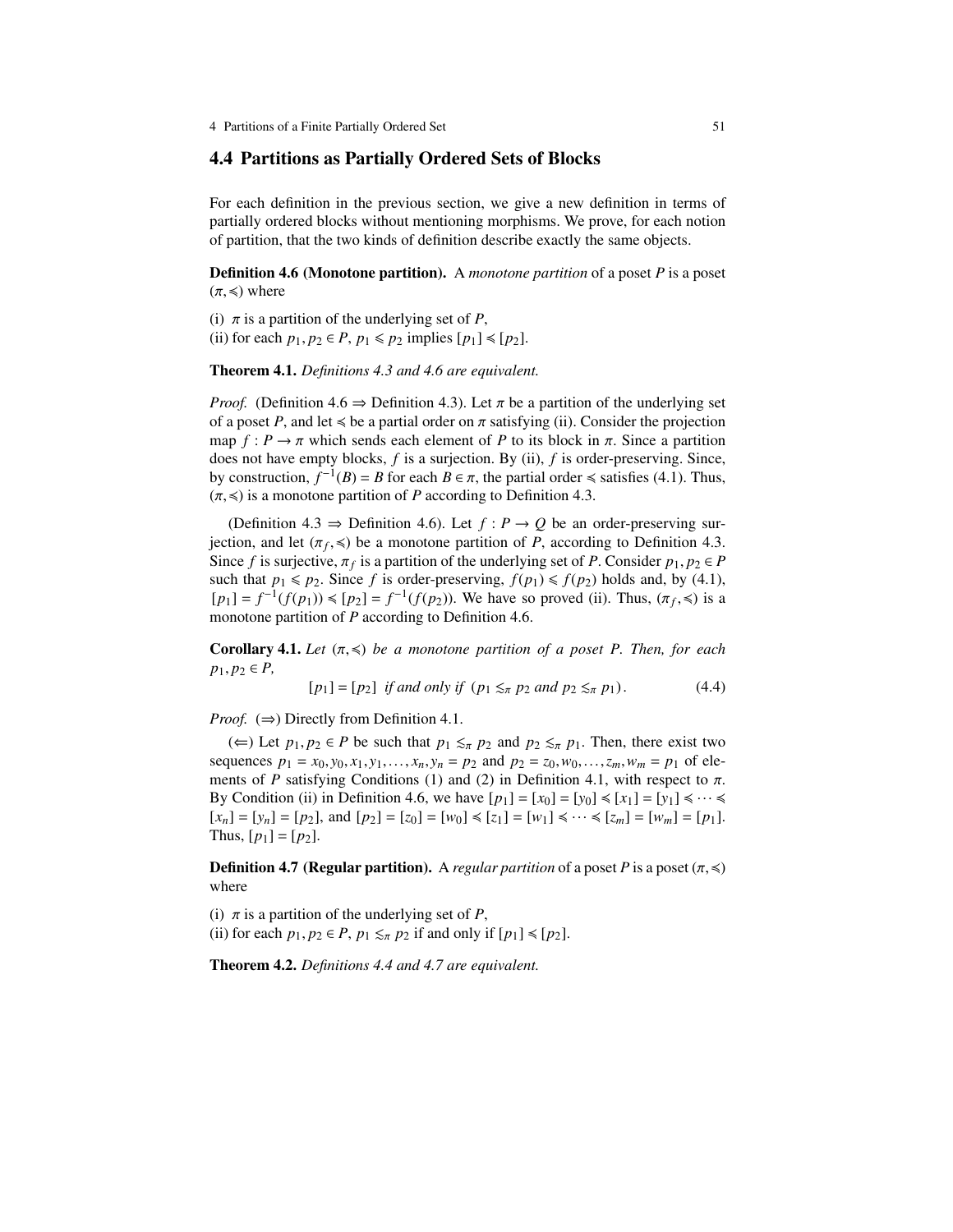## 4.4 Partitions as Partially Ordered Sets of Blocks

For each definition in the previous section, we give a new definition in terms of partially ordered blocks without mentioning morphisms. We prove, for each notion of partition, that the two kinds of definition describe exactly the same objects.

**Definition 4.6 (Monotone partition).** A *monotone partition* of a poset $P$ is a poset $(\pi, \leqslant)$ where

(i) $\pi$ is a partition of the underlying set of $P$,
(ii) for each $p_1, p_2 \in P$, $p_1 \leqslant p_2$ implies $[p_1] \leqslant [p_2]$.

**Theorem 4.1.** *Definitions 4.3 and 4.6 are equivalent.*

*Proof.* (Definition 4.6 $\Rightarrow$ Definition 4.3). Let $\pi$ be a partition of the underlying set of a poset $P$, and let $\leqslant$ be a partial order on $\pi$ satisfying (ii). Consider the projection map $f : P \to \pi$ which sends each element of $P$ to its block in $\pi$. Since a partition does not have empty blocks, $f$ is a surjection. By (ii), $f$ is order-preserving. Since, by construction, $f^{-1}(B) = B$ for each $B \in \pi$, the partial order $\leqslant$ satisfies (4.1). Thus, $(\pi, \leqslant)$ is a monotone partition of $P$ according to Definition 4.3.

(Definition 4.3 $\Rightarrow$ Definition 4.6). Let $f : P \to Q$ be an order-preserving surjection, and let $(\pi_f, \leqslant)$ be a monotone partition of $P$, according to Definition 4.3. Since $f$ is surjective, $\pi_f$ is a partition of the underlying set of $P$. Consider $p_1, p_2 \in P$ such that $p_1 \leqslant p_2$. Since $f$ is order-preserving, $f(p_1) \leqslant f(p_2)$ holds and, by (4.1), $[p_1] = f^{-1}(f(p_1)) \leqslant [p_2] = f^{-1}(f(p_2))$. We have so proved (ii). Thus, $(\pi_f, \leqslant)$ is a monotone partition of $P$ according to Definition 4.6.

**Corollary 4.1.** *Let $(\pi, \leqslant)$ be a monotone partition of a poset $P$. Then, for each $p_1, p_2 \in P$,*

$$[p_1] = [p_2] \text{ if and only if } (p_1 \lesssim_\pi p_2 \text{ and } p_2 \lesssim_\pi p_1). \tag{4.4}$$

*Proof.* ($\Rightarrow$) Directly from Definition 4.1.

($\Leftarrow$) Let $p_1, p_2 \in P$ be such that $p_1 \lesssim_\pi p_2$ and $p_2 \lesssim_\pi p_1$. Then, there exist two sequences $p_1 = x_0, y_0, x_1, y_1, \ldots, x_n, y_n = p_2$ and $p_2 = z_0, w_0, \ldots, z_m, w_m = p_1$ of elements of $P$ satisfying Conditions (1) and (2) in Definition 4.1, with respect to $\pi$. By Condition (ii) in Definition 4.6, we have $[p_1] = [x_0] = [y_0] \leqslant [x_1] = [y_1] \leqslant \cdots \leqslant [x_n] = [y_n] = [p_2]$, and $[p_2] = [z_0] = [w_0] \leqslant [z_1] = [w_1] \leqslant \cdots \leqslant [z_m] = [w_m] = [p_1]$. Thus, $[p_1] = [p_2]$.

**Definition 4.7 (Regular partition).** A *regular partition* of a poset $P$ is a poset $(\pi, \leqslant)$ where

(i) $\pi$ is a partition of the underlying set of $P$,
(ii) for each $p_1, p_2 \in P$, $p_1 \lesssim_\pi p_2$ if and only if $[p_1] \leqslant [p_2]$.

**Theorem 4.2.** *Definitions 4.4 and 4.7 are equivalent.*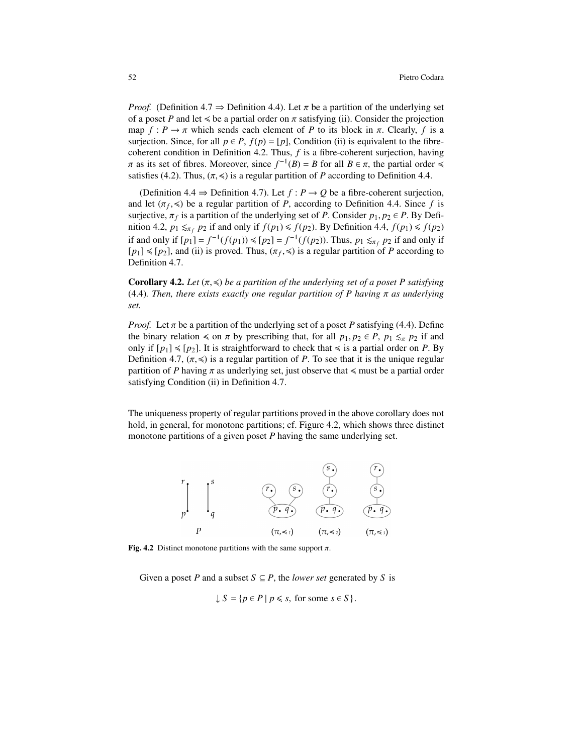*Proof.* (Definition 4.7 ⇒ Definition 4.4). Let $\pi$ be a partition of the underlying set of a poset $P$ and let $\preccurlyeq$ be a partial order on $\pi$ satisfying (ii). Consider the projection map $f : P \to \pi$ which sends each element of $P$ to its block in $\pi$. Clearly, $f$ is a surjection. Since, for all $p \in P$, $f(p) = [p]$, Condition (ii) is equivalent to the fibre-coherent condition in Definition 4.2. Thus, $f$ is a fibre-coherent surjection, having $\pi$ as its set of fibres. Moreover, since $f^{-1}(B) = B$ for all $B \in \pi$, the partial order $\preccurlyeq$ satisfies (4.2). Thus, $(\pi, \preccurlyeq)$ is a regular partition of $P$ according to Definition 4.4.

(Definition 4.4 ⇒ Definition 4.7). Let $f : P \to Q$ be a fibre-coherent surjection, and let $(\pi_f, \preccurlyeq)$ be a regular partition of $P$, according to Definition 4.4. Since $f$ is surjective, $\pi_f$ is a partition of the underlying set of $P$. Consider $p_1, p_2 \in P$. By Definition 4.2, $p_1 \lesssim_{\pi_f} p_2$ if and only if $f(p_1) \leqslant f(p_2)$. By Definition 4.4, $f(p_1) \leqslant f(p_2)$ if and only if $[p_1] = f^{-1}(f(p_1)) \preccurlyeq [p_2] = f^{-1}(f(p_2))$. Thus, $p_1 \lesssim_{\pi_f} p_2$ if and only if $[p_1] \preccurlyeq [p_2]$, and (ii) is proved. Thus, $(\pi_f, \preccurlyeq)$ is a regular partition of $P$ according to Definition 4.7.

**Corollary 4.2.** *Let $(\pi, \preccurlyeq)$ be a partition of the underlying set of a poset $P$ satisfying* (4.4)*. Then, there exists exactly one regular partition of $P$ having $\pi$ as underlying set.*

*Proof.* Let $\pi$ be a partition of the underlying set of a poset $P$ satisfying (4.4). Define the binary relation $\preccurlyeq$ on $\pi$ by prescribing that, for all $p_1, p_2 \in P$, $p_1 \lesssim_\pi p_2$ if and only if $[p_1] \preccurlyeq [p_2]$. It is straightforward to check that $\preccurlyeq$ is a partial order on $P$. By Definition 4.7, $(\pi, \preccurlyeq)$ is a regular partition of $P$. To see that it is the unique regular partition of $P$ having $\pi$ as underlying set, just observe that $\preccurlyeq$ must be a partial order satisfying Condition (ii) in Definition 4.7.

The uniqueness property of regular partitions proved in the above corollary does not hold, in general, for monotone partitions; cf. Figure 4.2, which shows three distinct monotone partitions of a given poset $P$ having the same underlying set.

**Fig. 4.2** Distinct monotone partitions with the same support $\pi$.

Given a poset $P$ and a subset $S \subseteq P$, the *lower set* generated by $S$ is

$$\downarrow S = \{p \in P \mid p \leqslant s, \text{ for some } s \in S\}.$$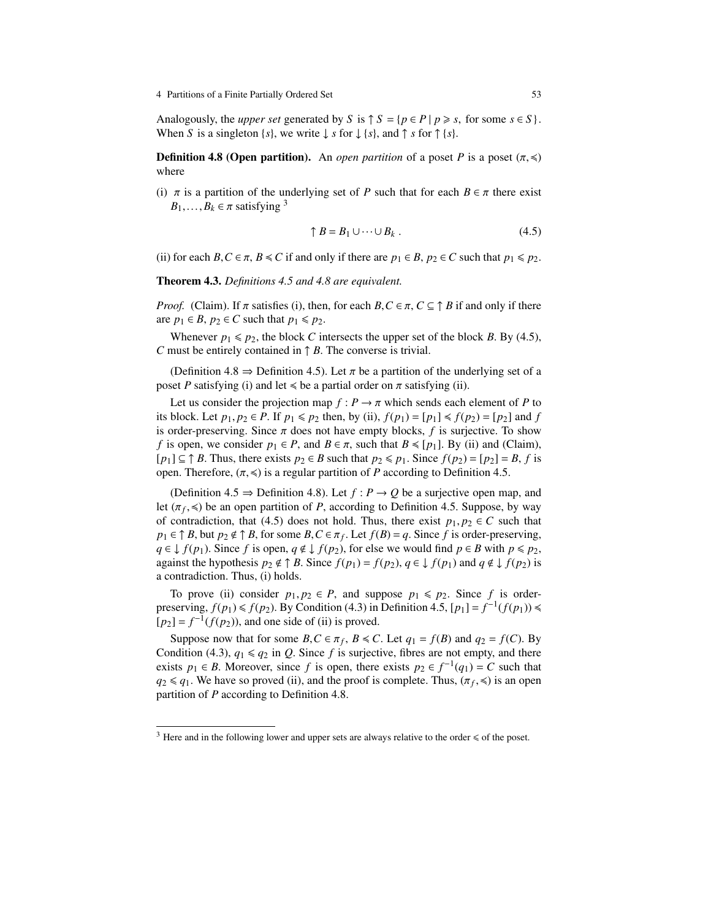Analogously, the *upper set* generated by $S$ is $\uparrow S = \{p \in P \mid p \geqslant s, \text{ for some } s \in S\}$. When $S$ is a singleton $\{s\}$, we write $\downarrow s$ for $\downarrow \{s\}$, and $\uparrow s$ for $\uparrow \{s\}$.

**Definition 4.8 (Open partition).** An *open partition* of a poset $P$ is a poset $(\pi, \preccurlyeq)$ where

(i) $\pi$ is a partition of the underlying set of $P$ such that for each $B \in \pi$ there exist $B_1, \ldots, B_k \in \pi$ satisfying [3]

$$\uparrow B = B_1 \cup \cdots \cup B_k \,. \tag{4.5}$$

(ii) for each $B, C \in \pi$, $B \preccurlyeq C$ if and only if there are $p_1 \in B$, $p_2 \in C$ such that $p_1 \leqslant p_2$.

**Theorem 4.3.** *Definitions 4.5 and 4.8 are equivalent.*

*Proof.* (Claim). If $\pi$ satisfies (i), then, for each $B, C \in \pi$, $C \subseteq \uparrow B$ if and only if there are $p_1 \in B$, $p_2 \in C$ such that $p_1 \leqslant p_2$.

Whenever $p_1 \leqslant p_2$, the block $C$ intersects the upper set of the block $B$. By (4.5), $C$ must be entirely contained in $\uparrow B$. The converse is trivial.

(Definition 4.8 $\Rightarrow$ Definition 4.5). Let $\pi$ be a partition of the underlying set of a poset $P$ satisfying (i) and let $\preccurlyeq$ be a partial order on $\pi$ satisfying (ii).

Let us consider the projection map $f : P \to \pi$ which sends each element of $P$ to its block. Let $p_1, p_2 \in P$. If $p_1 \leqslant p_2$ then, by (ii), $f(p_1) = [p_1] \preccurlyeq f(p_2) = [p_2]$ and $f$ is order-preserving. Since $\pi$ does not have empty blocks, $f$ is surjective. To show $f$ is open, we consider $p_1 \in P$, and $B \in \pi$, such that $B \preccurlyeq [p_1]$. By (ii) and (Claim), $[p_1] \subseteq \uparrow B$. Thus, there exists $p_2 \in B$ such that $p_2 \leqslant p_1$. Since $f(p_2) = [p_2] = B$, $f$ is open. Therefore, $(\pi, \preccurlyeq)$ is a regular partition of $P$ according to Definition 4.5.

(Definition 4.5 $\Rightarrow$ Definition 4.8). Let $f : P \to Q$ be a surjective open map, and let $(\pi_f, \preccurlyeq)$ be an open partition of $P$, according to Definition 4.5. Suppose, by way of contradiction, that (4.5) does not hold. Thus, there exist $p_1, p_2 \in C$ such that $p_1 \in \uparrow B$, but $p_2 \notin \uparrow B$, for some $B, C \in \pi_f$. Let $f(B) = q$. Since $f$ is order-preserving, $q \in \downarrow f(p_1)$. Since $f$ is open, $q \notin \downarrow f(p_2)$, for else we would find $p \in B$ with $p \leqslant p_2$, against the hypothesis $p_2 \notin \uparrow B$. Since $f(p_1) = f(p_2)$, $q \in \downarrow f(p_1)$ and $q \notin \downarrow f(p_2)$ is a contradiction. Thus, (i) holds.

To prove (ii) consider $p_1, p_2 \in P$, and suppose $p_1 \leqslant p_2$. Since $f$ is order-preserving, $f(p_1) \leqslant f(p_2)$. By Condition (4.3) in Definition 4.5, $[p_1] = f^{-1}(f(p_1)) \preccurlyeq [p_2] = f^{-1}(f(p_2))$, and one side of (ii) is proved.

Suppose now that for some $B, C \in \pi_f$, $B \preccurlyeq C$. Let $q_1 = f(B)$ and $q_2 = f(C)$. By Condition (4.3), $q_1 \leqslant q_2$ in $Q$. Since $f$ is surjective, fibres are not empty, and there exists $p_1 \in B$. Moreover, since $f$ is open, there exists $p_2 \in f^{-1}(q_1) = C$ such that $q_2 \leqslant q_1$. We have so proved (ii), and the proof is complete. Thus, $(\pi_f, \preccurlyeq)$ is an open partition of $P$ according to Definition 4.8.

[3] Here and in the following lower and upper sets are always relative to the order $\leqslant$ of the poset.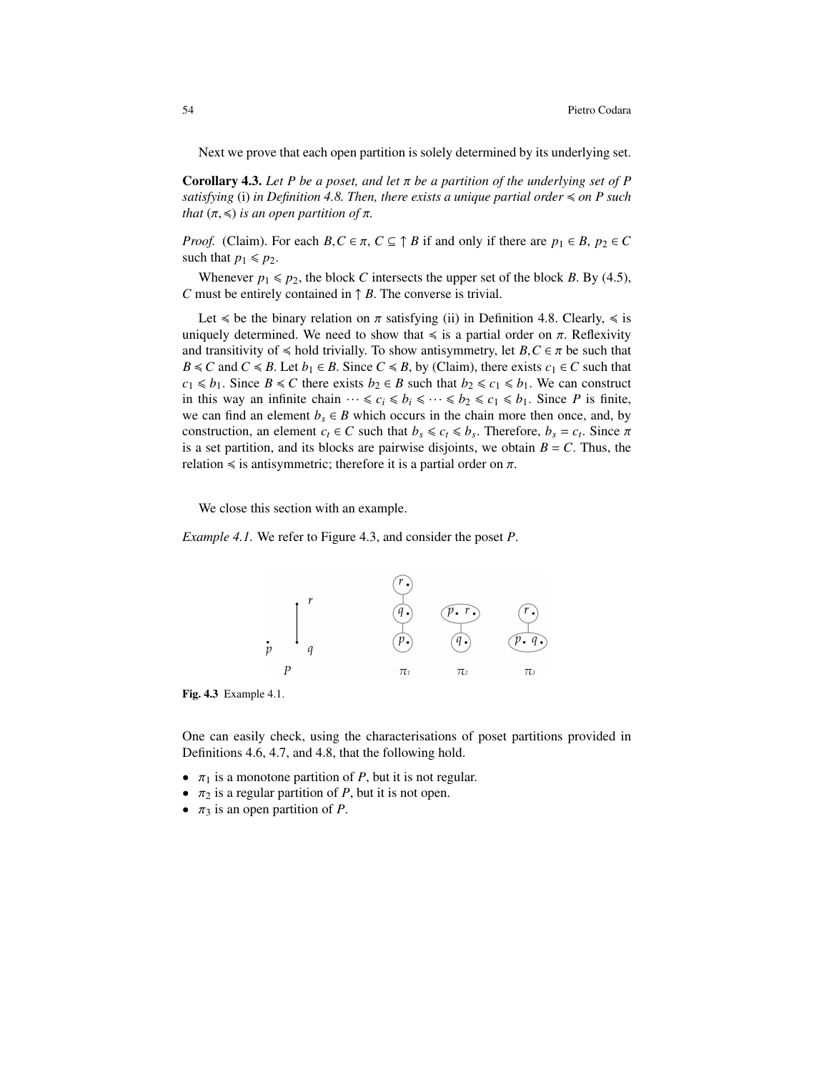Next we prove that each open partition is solely determined by its underlying set.

**Corollary 4.3.** *Let $P$ be a poset, and let $\pi$ be a partition of the underlying set of $P$ satisfying* (i) *in Definition 4.8. Then, there exists a unique partial order $\preccurlyeq$ on $P$ such that $(\pi, \preccurlyeq)$ is an open partition of $\pi$.*

*Proof.* (Claim). For each $B, C \in \pi$, $C \subseteq \uparrow B$ if and only if there are $p_1 \in B$, $p_2 \in C$ such that $p_1 \leqslant p_2$.

Whenever $p_1 \leqslant p_2$, the block $C$ intersects the upper set of the block $B$. By (4.5), $C$ must be entirely contained in $\uparrow B$. The converse is trivial.

Let $\preccurlyeq$ be the binary relation on $\pi$ satisfying (ii) in Definition 4.8. Clearly, $\preccurlyeq$ is uniquely determined. We need to show that $\preccurlyeq$ is a partial order on $\pi$. Reflexivity and transitivity of $\preccurlyeq$ hold trivially. To show antisymmetry, let $B, C \in \pi$ be such that $B \preccurlyeq C$ and $C \preccurlyeq B$. Let $b_1 \in B$. Since $C \preccurlyeq B$, by (Claim), there exists $c_1 \in C$ such that $c_1 \leqslant b_1$. Since $B \preccurlyeq C$ there exists $b_2 \in B$ such that $b_2 \leqslant c_1 \leqslant b_1$. We can construct in this way an infinite chain $\cdots \leqslant c_i \leqslant b_i \leqslant \cdots \leqslant b_2 \leqslant c_1 \leqslant b_1$. Since $P$ is finite, we can find an element $b_s \in B$ which occurs in the chain more then once, and, by construction, an element $c_t \in C$ such that $b_s \leqslant c_t \leqslant b_s$. Therefore, $b_s = c_t$. Since $\pi$ is a set partition, and its blocks are pairwise disjoints, we obtain $B = C$. Thus, the relation $\preccurlyeq$ is antisymmetric; therefore it is a partial order on $\pi$.

We close this section with an example.

*Example 4.1.* We refer to Figure 4.3, and consider the poset $P$.

P π1 π2 π3

**Fig. 4.3** Example 4.1.

One can easily check, using the characterisations of poset partitions provided in Definitions 4.6, 4.7, and 4.8, that the following hold.

- $\pi_1$ is a monotone partition of $P$, but it is not regular.
- $\pi_2$ is a regular partition of $P$, but it is not open.
- $\pi_3$ is an open partition of $P$.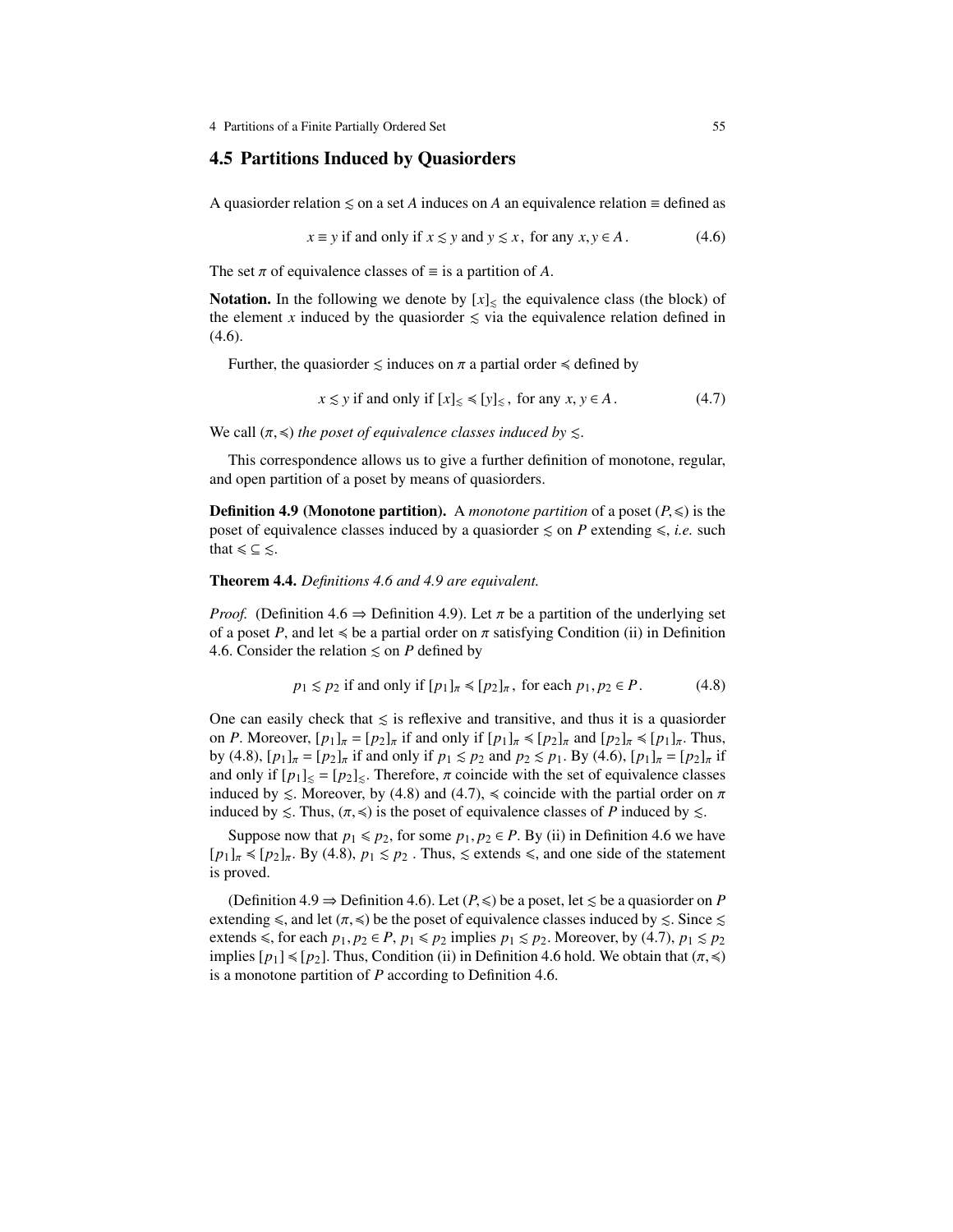## 4.5 Partitions Induced by Quasiorders

A quasiorder relation $\lesssim$ on a set $A$ induces on $A$ an equivalence relation $\equiv$ defined as

$$x \equiv y \text{ if and only if } x \lesssim y \text{ and } y \lesssim x\,, \text{ for any } x, y \in A\,. \tag{4.6}$$

The set $\pi$ of equivalence classes of $\equiv$ is a partition of $A$.

**Notation.** In the following we denote by $[x]_{\lesssim}$ the equivalence class (the block) of the element $x$ induced by the quasiorder $\lesssim$ via the equivalence relation defined in (4.6).

Further, the quasiorder $\lesssim$ induces on $\pi$ a partial order $\preccurlyeq$ defined by

$$x \lesssim y \text{ if and only if } [x]_{\lesssim} \preccurlyeq [y]_{\lesssim}\,, \text{ for any } x, y \in A\,. \tag{4.7}$$

We call $(\pi, \preccurlyeq)$ *the poset of equivalence classes induced by* $\lesssim$.

This correspondence allows us to give a further definition of monotone, regular, and open partition of a poset by means of quasiorders.

**Definition 4.9 (Monotone partition).** A *monotone partition* of a poset $(P, \leqslant)$ is the poset of equivalence classes induced by a quasiorder $\lesssim$ on $P$ extending $\leqslant$, *i.e.* such that $\leqslant \subseteq \lesssim$.

**Theorem 4.4.** *Definitions 4.6 and 4.9 are equivalent.*

*Proof.* (Definition 4.6 $\Rightarrow$ Definition 4.9). Let $\pi$ be a partition of the underlying set of a poset $P$, and let $\preccurlyeq$ be a partial order on $\pi$ satisfying Condition (ii) in Definition 4.6. Consider the relation $\lesssim$ on $P$ defined by

$$p_1 \lesssim p_2 \text{ if and only if } [p_1]_\pi \preccurlyeq [p_2]_\pi\,, \text{ for each } p_1, p_2 \in P\,. \tag{4.8}$$

One can easily check that $\lesssim$ is reflexive and transitive, and thus it is a quasiorder on $P$. Moreover, $[p_1]_\pi = [p_2]_\pi$ if and only if $[p_1]_\pi \preccurlyeq [p_2]_\pi$ and $[p_2]_\pi \preccurlyeq [p_1]_\pi$. Thus, by (4.8), $[p_1]_\pi = [p_2]_\pi$ if and only if $p_1 \lesssim p_2$ and $p_2 \lesssim p_1$. By (4.6), $[p_1]_\pi = [p_2]_\pi$ if and only if $[p_1]_{\lesssim} = [p_2]_{\lesssim}$. Therefore, $\pi$ coincide with the set of equivalence classes induced by $\lesssim$. Moreover, by (4.8) and (4.7), $\preccurlyeq$ coincide with the partial order on $\pi$ induced by $\lesssim$. Thus, $(\pi, \preccurlyeq)$ is the poset of equivalence classes of $P$ induced by $\lesssim$.

Suppose now that $p_1 \leqslant p_2$, for some $p_1, p_2 \in P$. By (ii) in Definition 4.6 we have $[p_1]_\pi \preccurlyeq [p_2]_\pi$. By (4.8), $p_1 \lesssim p_2$ . Thus, $\lesssim$ extends $\leqslant$, and one side of the statement is proved.

(Definition 4.9 $\Rightarrow$ Definition 4.6). Let $(P, \leqslant)$ be a poset, let $\lesssim$ be a quasiorder on $P$ extending $\leqslant$, and let $(\pi, \preccurlyeq)$ be the poset of equivalence classes induced by $\lesssim$. Since $\lesssim$ extends $\leqslant$, for each $p_1, p_2 \in P$, $p_1 \leqslant p_2$ implies $p_1 \lesssim p_2$. Moreover, by (4.7), $p_1 \lesssim p_2$ implies $[p_1] \preccurlyeq [p_2]$. Thus, Condition (ii) in Definition 4.6 hold. We obtain that $(\pi, \preccurlyeq)$ is a monotone partition of $P$ according to Definition 4.6.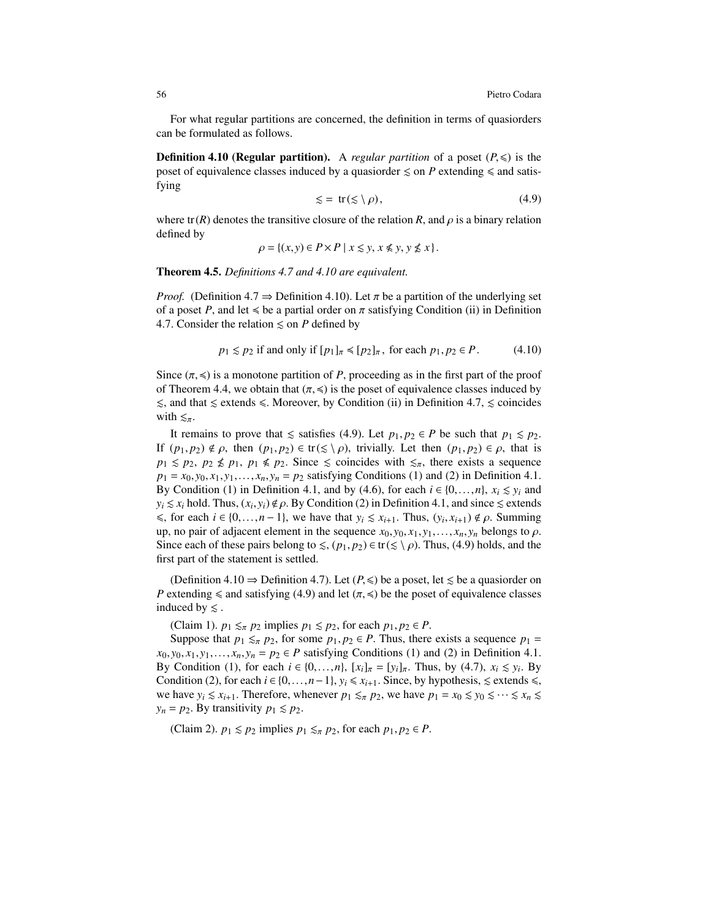For what regular partitions are concerned, the definition in terms of quasiorders can be formulated as follows.

**Definition 4.10 (Regular partition).** A *regular partition* of a poset $(P,\leqslant)$ is the poset of equivalence classes induced by a quasiorder $\lesssim$ on $P$ extending $\leqslant$ and satisfying

$$\lesssim \;=\; \mathrm{tr}(\lesssim \setminus \rho)\,, \tag{4.9}$$

where $\mathrm{tr}(R)$ denotes the transitive closure of the relation $R$, and $\rho$ is a binary relation defined by

$$\rho = \{(x,y) \in P \times P \mid x \lesssim y,\ x \nleqslant y,\ y \not\lesssim x\}\,.$$

**Theorem 4.5.** *Definitions 4.7 and 4.10 are equivalent.*

*Proof.* (Definition 4.7 $\Rightarrow$ Definition 4.10). Let $\pi$ be a partition of the underlying set of a poset $P$, and let $\preccurlyeq$ be a partial order on $\pi$ satisfying Condition (ii) in Definition 4.7. Consider the relation $\lesssim$ on $P$ defined by

$$p_1 \lesssim p_2 \text{ if and only if } [p_1]_\pi \preccurlyeq [p_2]_\pi\,,\ \text{for each } p_1, p_2 \in P\,. \tag{4.10}$$

Since $(\pi,\preccurlyeq)$ is a monotone partition of $P$, proceeding as in the first part of the proof of Theorem 4.4, we obtain that $(\pi,\preccurlyeq)$ is the poset of equivalence classes induced by $\lesssim$, and that $\lesssim$ extends $\leqslant$. Moreover, by Condition (ii) in Definition 4.7, $\lesssim$ coincides with $\lesssim_\pi$.

It remains to prove that $\lesssim$ satisfies (4.9). Let $p_1, p_2 \in P$ be such that $p_1 \lesssim p_2$. If $(p_1,p_2) \notin \rho$, then $(p_1,p_2) \in \mathrm{tr}(\lesssim \setminus \rho)$, trivially. Let then $(p_1,p_2) \in \rho$, that is $p_1 \lesssim p_2$, $p_2 \not\lesssim p_1$, $p_1 \nleqslant p_2$. Since $\lesssim$ coincides with $\lesssim_\pi$, there exists a sequence $p_1 = x_0, y_0, x_1, y_1, \ldots, x_n, y_n = p_2$ satisfying Conditions (1) and (2) in Definition 4.1. By Condition (1) in Definition 4.1, and by (4.6), for each $i \in \{0,\ldots,n\}$, $x_i \lesssim y_i$ and $y_i \lesssim x_i$ hold. Thus, $(x_i,y_i) \notin \rho$. By Condition (2) in Definition 4.1, and since $\lesssim$ extends $\leqslant$, for each $i \in \{0,\ldots,n-1\}$, we have that $y_i \lesssim x_{i+1}$. Thus, $(y_i,x_{i+1}) \notin \rho$. Summing up, no pair of adjacent element in the sequence $x_0, y_0, x_1, y_1, \ldots, x_n, y_n$ belongs to $\rho$. Since each of these pairs belong to $\lesssim$, $(p_1,p_2) \in \mathrm{tr}(\lesssim \setminus \rho)$. Thus, (4.9) holds, and the first part of the statement is settled.

(Definition 4.10 $\Rightarrow$ Definition 4.7). Let $(P,\leqslant)$ be a poset, let $\lesssim$ be a quasiorder on $P$ extending $\leqslant$ and satisfying (4.9) and let $(\pi,\preccurlyeq)$ be the poset of equivalence classes induced by $\lesssim$.

(Claim 1). $p_1 \lesssim_\pi p_2$ implies $p_1 \lesssim p_2$, for each $p_1, p_2 \in P$.

Suppose that $p_1 \lesssim_\pi p_2$, for some $p_1, p_2 \in P$. Thus, there exists a sequence $p_1 = x_0, y_0, x_1, y_1, \ldots, x_n, y_n = p_2 \in P$ satisfying Conditions (1) and (2) in Definition 4.1. By Condition (1), for each $i \in \{0,\ldots,n\}$, $[x_i]_\pi = [y_i]_\pi$. Thus, by (4.7), $x_i \lesssim y_i$. By Condition (2), for each $i \in \{0,\ldots,n-1\}$, $y_i \leqslant x_{i+1}$. Since, by hypothesis, $\lesssim$ extends $\leqslant$, we have $y_i \lesssim x_{i+1}$. Therefore, whenever $p_1 \lesssim_\pi p_2$, we have $p_1 = x_0 \lesssim y_0 \lesssim \cdots \lesssim x_n \lesssim y_n = p_2$. By transitivity $p_1 \lesssim p_2$.

(Claim 2). $p_1 \lesssim p_2$ implies $p_1 \lesssim_\pi p_2$, for each $p_1, p_2 \in P$.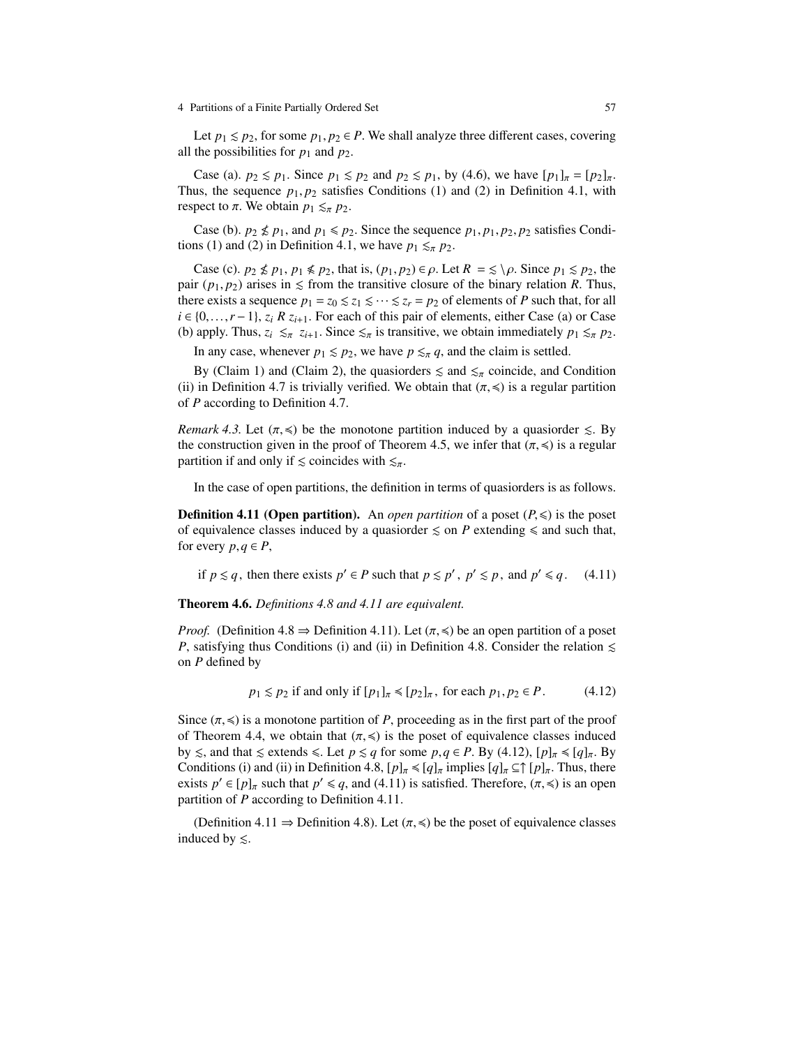Let $p_1 \lesssim p_2$, for some $p_1, p_2 \in P$. We shall analyze three different cases, covering all the possibilities for $p_1$ and $p_2$.

Case (a). $p_2 \lesssim p_1$. Since $p_1 \lesssim p_2$ and $p_2 \lesssim p_1$, by (4.6), we have $[p_1]_\pi = [p_2]_\pi$. Thus, the sequence $p_1, p_2$ satisfies Conditions (1) and (2) in Definition 4.1, with respect to $\pi$. We obtain $p_1 \lesssim_\pi p_2$.

Case (b). $p_2 \not\lesssim p_1$, and $p_1 \leqslant p_2$. Since the sequence $p_1, p_1, p_2, p_2$ satisfies Conditions (1) and (2) in Definition 4.1, we have $p_1 \lesssim_\pi p_2$.

Case (c). $p_2 \not\lesssim p_1$, $p_1 \not\leqslant p_2$, that is, $(p_1, p_2) \in \rho$. Let $R = \lesssim \setminus \rho$. Since $p_1 \lesssim p_2$, the pair $(p_1, p_2)$ arises in $\lesssim$ from the transitive closure of the binary relation $R$. Thus, there exists a sequence $p_1 = z_0 \lesssim z_1 \lesssim \cdots \lesssim z_r = p_2$ of elements of $P$ such that, for all $i \in \{0, \ldots, r-1\}$, $z_i \; R \; z_{i+1}$. For each of this pair of elements, either Case (a) or Case (b) apply. Thus, $z_i \lesssim_\pi z_{i+1}$. Since $\lesssim_\pi$ is transitive, we obtain immediately $p_1 \lesssim_\pi p_2$.

In any case, whenever $p_1 \lesssim p_2$, we have $p \lesssim_\pi q$, and the claim is settled.

By (Claim 1) and (Claim 2), the quasiorders $\lesssim$ and $\lesssim_\pi$ coincide, and Condition (ii) in Definition 4.7 is trivially verified. We obtain that $(\pi, \preccurlyeq)$ is a regular partition of $P$ according to Definition 4.7.

*Remark 4.3.* Let $(\pi, \preccurlyeq)$ be the monotone partition induced by a quasiorder $\lesssim$. By the construction given in the proof of Theorem 4.5, we infer that $(\pi, \preccurlyeq)$ is a regular partition if and only if $\lesssim$ coincides with $\lesssim_\pi$.

In the case of open partitions, the definition in terms of quasiorders is as follows.

**Definition 4.11 (Open partition).** An *open partition* of a poset $(P, \leqslant)$ is the poset of equivalence classes induced by a quasiorder $\lesssim$ on $P$ extending $\leqslant$ and such that, for every $p, q \in P$,

$$\text{if } p \lesssim q \text{, then there exists } p' \in P \text{ such that } p \lesssim p' \text{, } p' \lesssim p \text{, and } p' \leqslant q \,. \qquad (4.11)$$

**Theorem 4.6.** *Definitions 4.8 and 4.11 are equivalent.*

*Proof.* (Definition 4.8 $\Rightarrow$ Definition 4.11). Let $(\pi, \preccurlyeq)$ be an open partition of a poset $P$, satisfying thus Conditions (i) and (ii) in Definition 4.8. Consider the relation $\lesssim$ on $P$ defined by

$$p_1 \lesssim p_2 \text{ if and only if } [p_1]_\pi \preccurlyeq [p_2]_\pi \,, \text{ for each } p_1, p_2 \in P \,. \qquad (4.12)$$

Since $(\pi, \preccurlyeq)$ is a monotone partition of $P$, proceeding as in the first part of the proof of Theorem 4.4, we obtain that $(\pi, \preccurlyeq)$ is the poset of equivalence classes induced by $\lesssim$, and that $\lesssim$ extends $\leqslant$. Let $p \lesssim q$ for some $p, q \in P$. By (4.12), $[p]_\pi \preccurlyeq [q]_\pi$. By Conditions (i) and (ii) in Definition 4.8, $[p]_\pi \preccurlyeq [q]_\pi$ implies $[q]_\pi \subseteq \uparrow [p]_\pi$. Thus, there exists $p' \in [p]_\pi$ such that $p' \leqslant q$, and (4.11) is satisfied. Therefore, $(\pi, \preccurlyeq)$ is an open partition of $P$ according to Definition 4.11.

(Definition 4.11 $\Rightarrow$ Definition 4.8). Let $(\pi, \preccurlyeq)$ be the poset of equivalence classes induced by $\lesssim$.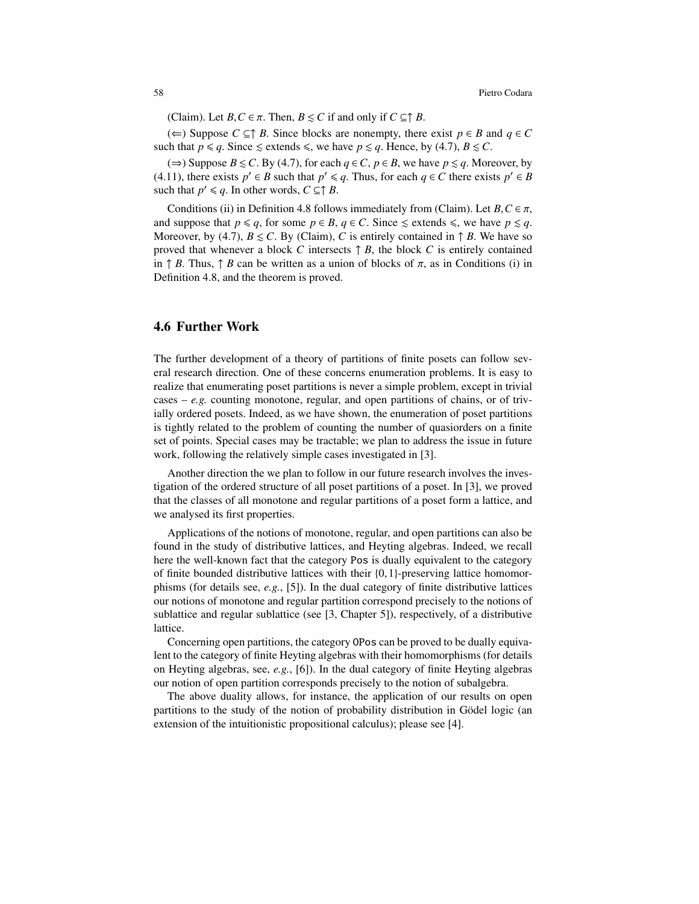(Claim). Let $B, C \in \pi$. Then, $B \lesssim C$ if and only if $C \subseteq \uparrow B$.

($\Leftarrow$) Suppose $C \subseteq \uparrow B$. Since blocks are nonempty, there exist $p \in B$ and $q \in C$ such that $p \leqslant q$. Since $\lesssim$ extends $\leqslant$, we have $p \lesssim q$. Hence, by (4.7), $B \lesssim C$.

($\Rightarrow$) Suppose $B \lesssim C$. By (4.7), for each $q \in C$, $p \in B$, we have $p \lesssim q$. Moreover, by (4.11), there exists $p' \in B$ such that $p' \leqslant q$. Thus, for each $q \in C$ there exists $p' \in B$ such that $p' \leqslant q$. In other words, $C \subseteq \uparrow B$.

Conditions (ii) in Definition 4.8 follows immediately from (Claim). Let $B, C \in \pi$, and suppose that $p \leqslant q$, for some $p \in B$, $q \in C$. Since $\lesssim$ extends $\leqslant$, we have $p \lesssim q$. Moreover, by (4.7), $B \lesssim C$. By (Claim), $C$ is entirely contained in $\uparrow B$. We have so proved that whenever a block $C$ intersects $\uparrow B$, the block $C$ is entirely contained in $\uparrow B$. Thus, $\uparrow B$ can be written as a union of blocks of $\pi$, as in Conditions (i) in Definition 4.8, and the theorem is proved.

## 4.6 Further Work

The further development of a theory of partitions of finite posets can follow several research direction. One of these concerns enumeration problems. It is easy to realize that enumerating poset partitions is never a simple problem, except in trivial cases – *e.g.* counting monotone, regular, and open partitions of chains, or of trivially ordered posets. Indeed, as we have shown, the enumeration of poset partitions is tightly related to the problem of counting the number of quasiorders on a finite set of points. Special cases may be tractable; we plan to address the issue in future work, following the relatively simple cases investigated in [3].

Another direction the we plan to follow in our future research involves the investigation of the ordered structure of all poset partitions of a poset. In [3], we proved that the classes of all monotone and regular partitions of a poset form a lattice, and we analysed its first properties.

Applications of the notions of monotone, regular, and open partitions can also be found in the study of distributive lattices, and Heyting algebras. Indeed, we recall here the well-known fact that the category Pos is dually equivalent to the category of finite bounded distributive lattices with their $\{0,1\}$-preserving lattice homomorphisms (for details see, *e.g.*, [5]). In the dual category of finite distributive lattices our notions of monotone and regular partition correspond precisely to the notions of sublattice and regular sublattice (see [3, Chapter 5]), respectively, of a distributive lattice.

Concerning open partitions, the category OPos can be proved to be dually equivalent to the category of finite Heyting algebras with their homomorphisms (for details on Heyting algebras, see, *e.g.*, [6]). In the dual category of finite Heyting algebras our notion of open partition corresponds precisely to the notion of subalgebra.

The above duality allows, for instance, the application of our results on open partitions to the study of the notion of probability distribution in Gödel logic (an extension of the intuitionistic propositional calculus); please see [4].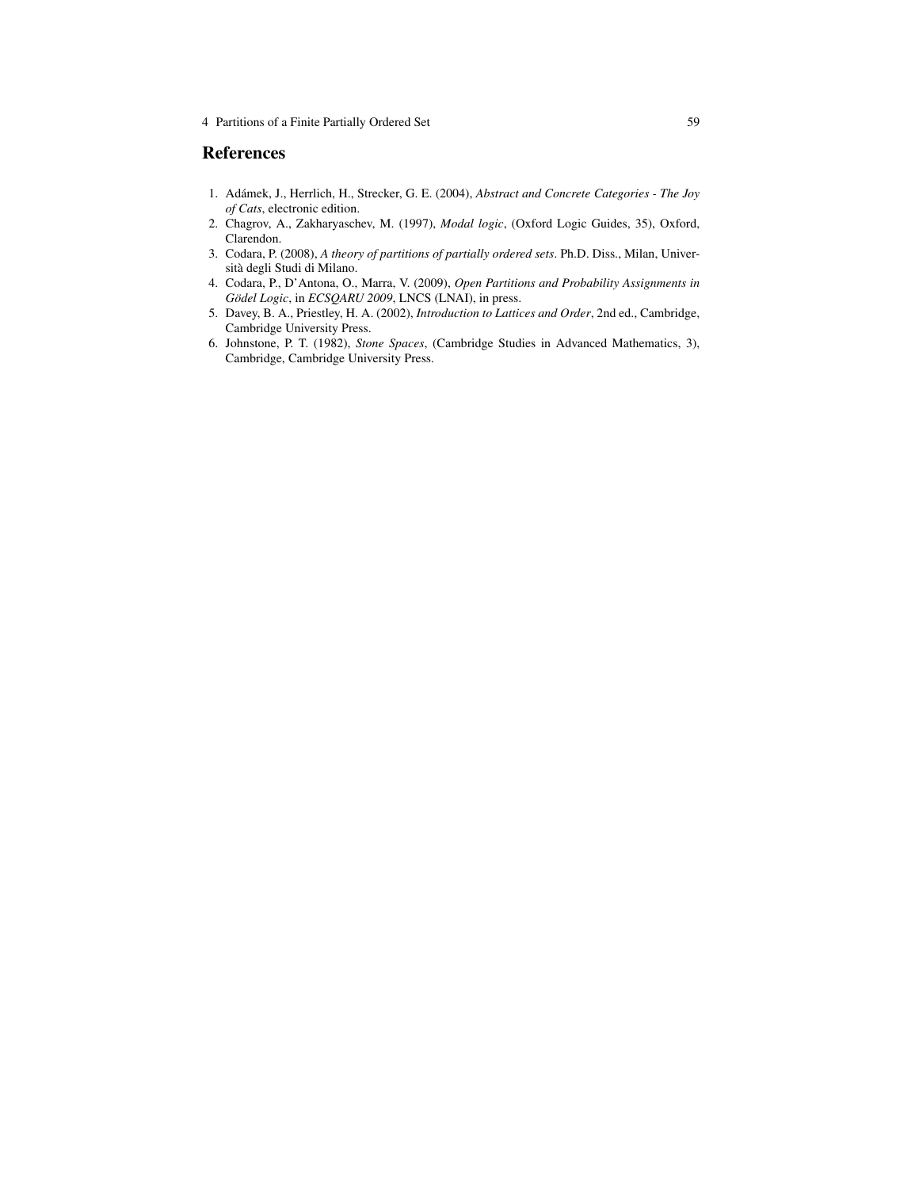## References

1. Adámek, J., Herrlich, H., Strecker, G. E. (2004), *Abstract and Concrete Categories - The Joy of Cats*, electronic edition.
2. Chagrov, A., Zakharyaschev, M. (1997), *Modal logic*, (Oxford Logic Guides, 35), Oxford, Clarendon.
3. Codara, P. (2008), *A theory of partitions of partially ordered sets*. Ph.D. Diss., Milan, Università degli Studi di Milano.
4. Codara, P., D'Antona, O., Marra, V. (2009), *Open Partitions and Probability Assignments in Gödel Logic*, in *ECSQARU 2009*, LNCS (LNAI), in press.
5. Davey, B. A., Priestley, H. A. (2002), *Introduction to Lattices and Order*, 2nd ed., Cambridge, Cambridge University Press.
6. Johnstone, P. T. (1982), *Stone Spaces*, (Cambridge Studies in Advanced Mathematics, 3), Cambridge, Cambridge University Press.